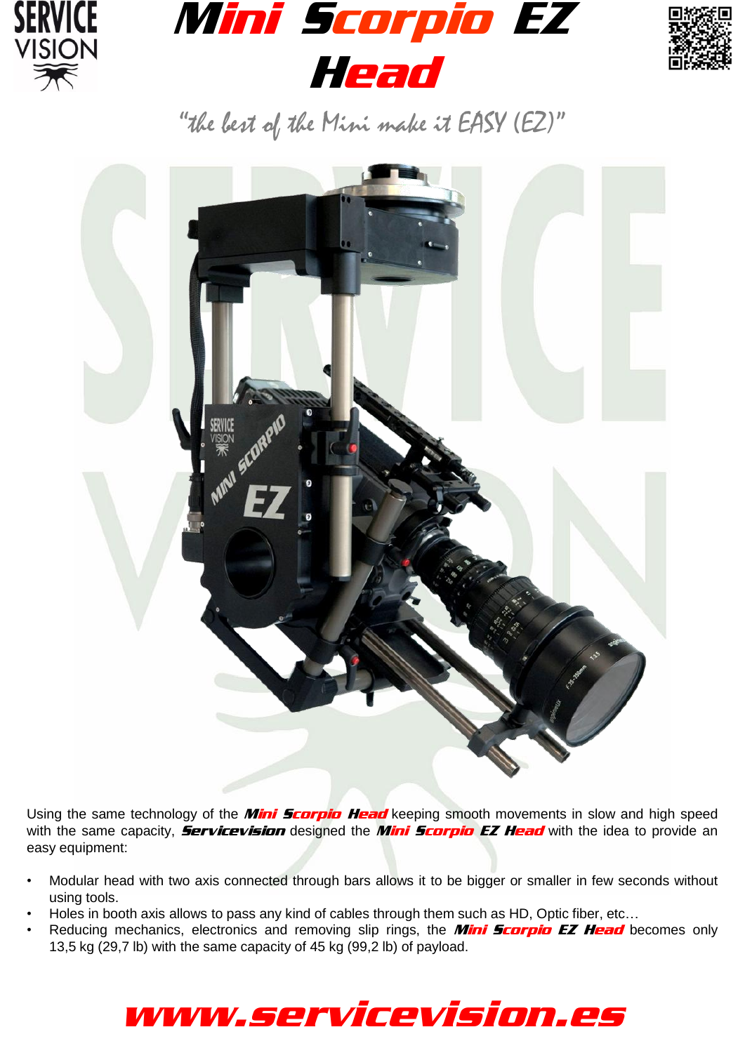# Mini Scorpio EZ Head

*"the best of the Mini make it EASY (EZ)"*

Using the same technology of the ***Mini Scorpio Head*** keeping smooth movements in slow and high speed with the same capacity, ***Servicevision*** designed the ***Mini Scorpio EZ Head*** with the idea to provide an easy equipment:

- Modular head with two axis connected through bars allows it to be bigger or smaller in few seconds without using tools.
- Holes in booth axis allows to pass any kind of cables through them such as HD, Optic fiber, etc…
- Reducing mechanics, electronics and removing slip rings, the ***Mini Scorpio EZ Head*** becomes only 13,5 kg (29,7 lb) with the same capacity of 45 kg (99,2 lb) of payload.

**www.servicevision.es**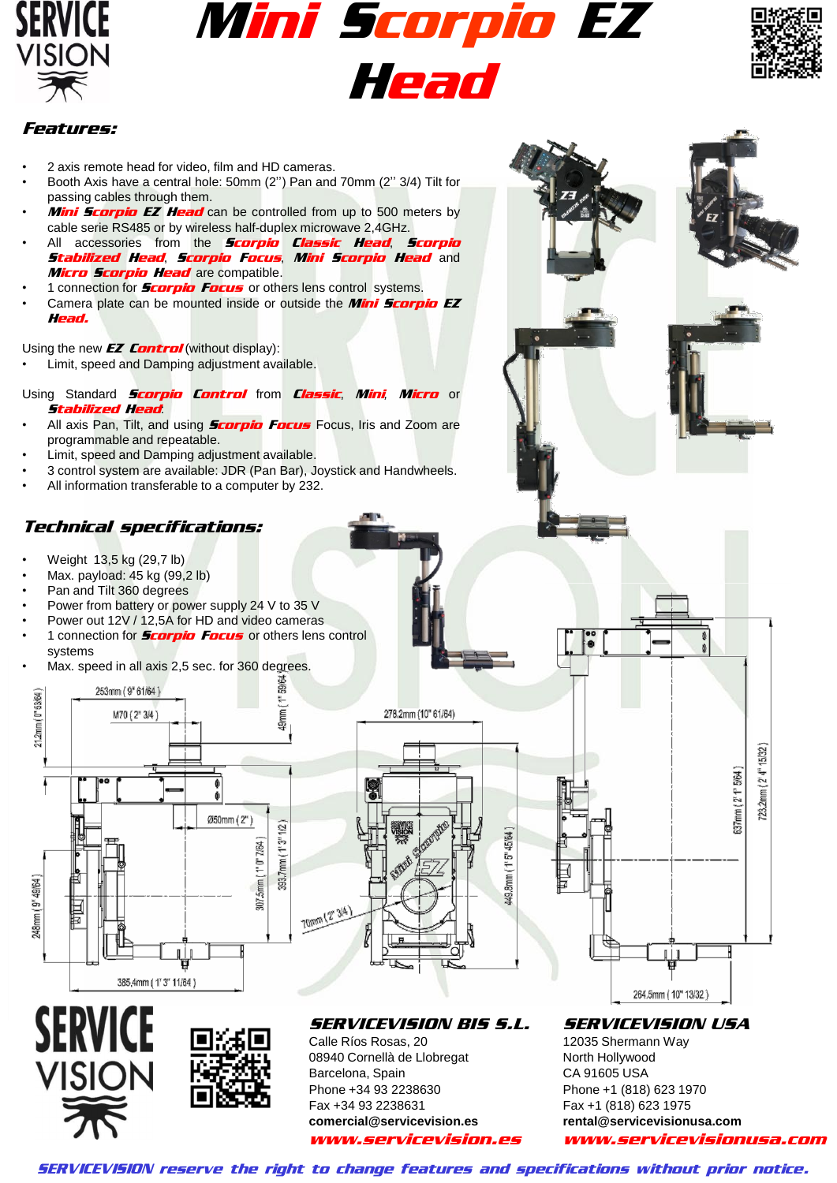# Mini Scorpio EZ Head

## Features:

- 2 axis remote head for video, film and HD cameras.
- Booth Axis have a central hole: 50mm (2'') Pan and 70mm (2'' 3/4) Tilt for passing cables through them.
- ***Mini Scorpio EZ Head*** can be controlled from up to 500 meters by cable serie RS485 or by wireless half-duplex microwave 2,4GHz.
- All accessories from the ***Scorpio Classic Head***, ***Scorpio Stabilized Head***, ***Scorpio Focus***, ***Mini Scorpio Head*** and ***Micro Scorpio Head*** are compatible.
- 1 connection for ***Scorpio Focus*** or others lens control systems.
- Camera plate can be mounted inside or outside the ***Mini Scorpio EZ Head.***

Using the new ***EZ Control*** (without display):

- Limit, speed and Damping adjustment available.

Using Standard ***Scorpio Control*** from ***Classic***, ***Mini***, ***Micro*** or ***Stabilized Head***.

- All axis Pan, Tilt, and using ***Scorpio Focus*** Focus, Iris and Zoom are programmable and repeatable.
- Limit, speed and Damping adjustment available.
- 3 control system are available: JDR (Pan Bar), Joystick and Handwheels.
- All information transferable to a computer by 232.

## Technical specifications:

- Weight 13,5 kg (29,7 lb)
- Max. payload: 45 kg (99,2 lb)
- Pan and Tilt 360 degrees
- Power from battery or power supply 24 V to 35 V
- Power out 12V / 12,5A for HD and video cameras
- 1 connection for ***Scorpio Focus*** or others lens control systems
- Max. speed in all axis 2,5 sec. for 360 degrees.

253mm ( 9" 61/64 )
M70 ( 2" 3/4 )
21,2mm ( 0" 53/64 )
49mm ( 1" 59/64 )
Ø50mm ( 2" )
307,5mm ( 1' 0" 7/64 )
393,7mm ( 1' 3" 1/2 )
248mm ( 9" 49/64 )
385,4mm ( 1' 3" 11/64 )
278,2mm (10" 61/64)
70mm ( 2" 3/4 )
449,8mm ( 1' 5" 45/64 )
637mm ( 2' 1" 5/64 )
723,2mm ( 2' 4" 15/32 )
264,5mm ( 10" 13/32 )

### SERVICEVISION BIS S.L.

Calle Ríos Rosas, 20
08940 Cornellà de Llobregat
Barcelona, Spain
Phone +34 93 2238630
Fax +34 93 2238631
**comercial@servicevision.es**
***www.servicevision.es***

### SERVICEVISION USA

12035 Shermann Way
North Hollywood
CA 91605 USA
Phone +1 (818) 623 1970
Fax +1 (818) 623 1975
**rental@servicevisionusa.com**
***www.servicevisionusa.com***

***SERVICEVISION reserve the right to change features and specifications without prior notice.***